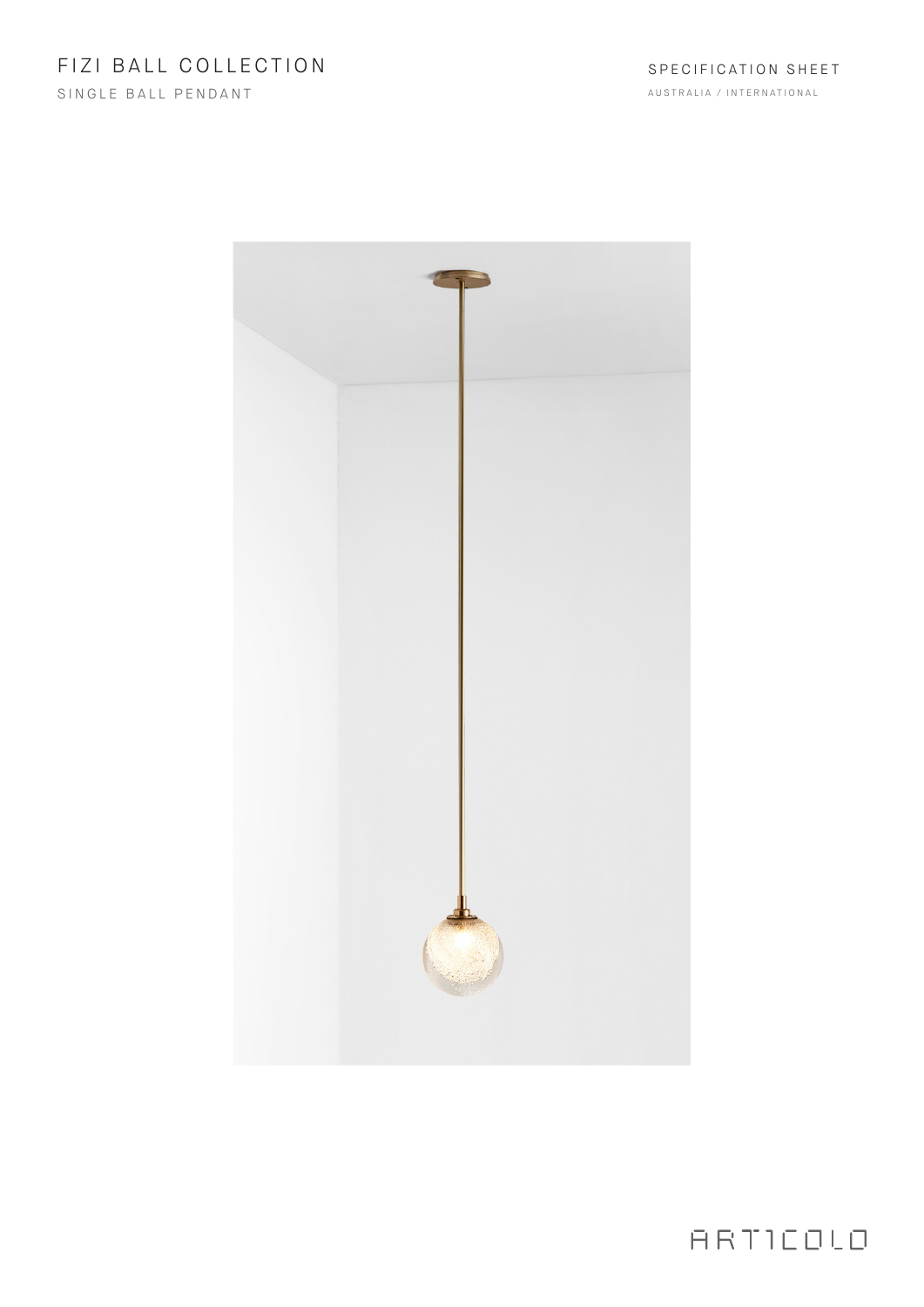# FIZI BALL COLLECTION

SINGLE BALL PENDANT

SPECIFICATION SHEET

AUSTRALIA / INTERNATIONAL

ARTICOLO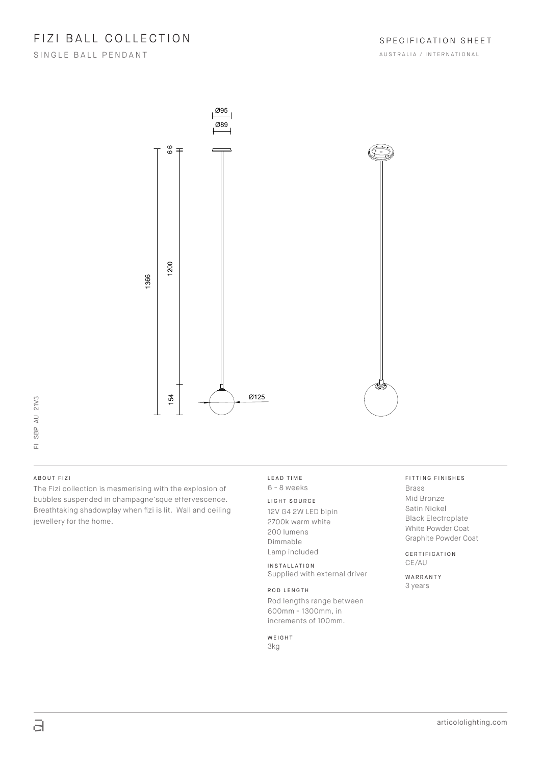# FIZI BALL COLLECTION

SINGLE BALL PENDANT

SPECIFICATION SHEET

AUSTRALIA / INTERNATIONAL

Ø95
Ø89
6 6
1366
1200
154
Ø125

FI_SBP_AU_21V3

ABOUT FIZI

The Fizi collection is mesmerising with the explosion of bubbles suspended in champagne'sque effervescence. Breathtaking shadowplay when fizi is lit. Wall and ceiling jewellery for the home.

LEAD TIME

6 - 8 weeks

LIGHT SOURCE

12V G4 2W LED bipin
2700k warm white
200 lumens
Dimmable
Lamp included

INSTALLATION

Supplied with external driver

ROD LENGTH

Rod lengths range between 600mm - 1300mm, in increments of 100mm.

WEIGHT

3kg

FITTING FINISHES

Brass
Mid Bronze
Satin Nickel
Black Electroplate
White Powder Coat
Graphite Powder Coat

CERTIFICATION

CE/AU

WARRANTY

3 years

articololighting.com